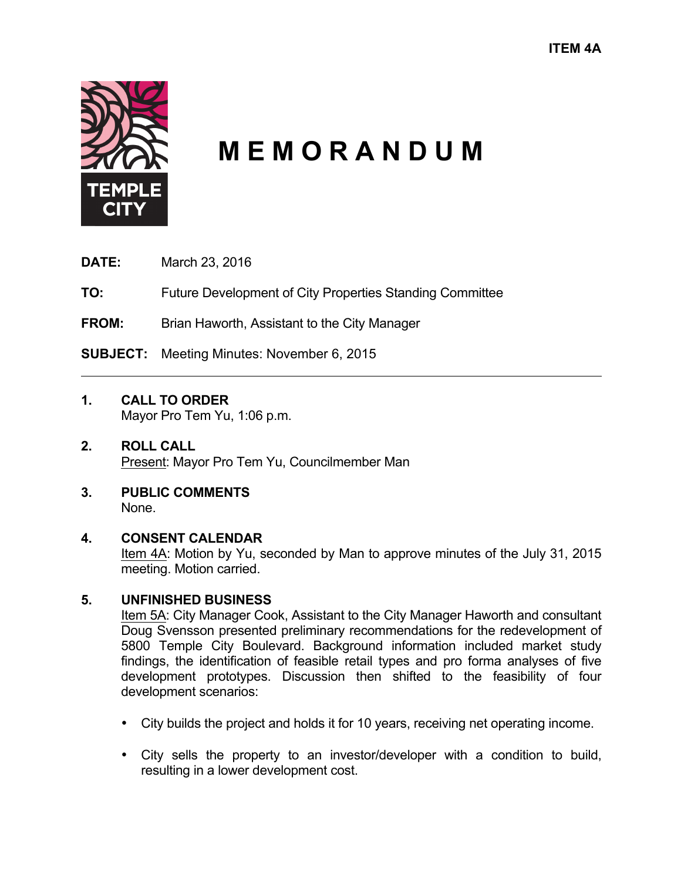ITEM 4A

TEMPLE CITY

# MEMORANDUM

**DATE:** March 23, 2016

**TO:** Future Development of City Properties Standing Committee

**FROM:** Brian Haworth, Assistant to the City Manager

**SUBJECT:** Meeting Minutes: November 6, 2015

---

**1. CALL TO ORDER**
Mayor Pro Tem Yu, 1:06 p.m.

**2. ROLL CALL**
Present: Mayor Pro Tem Yu, Councilmember Man

**3. PUBLIC COMMENTS**
None.

**4. CONSENT CALENDAR**
Item 4A: Motion by Yu, seconded by Man to approve minutes of the July 31, 2015 meeting. Motion carried.

**5. UNFINISHED BUSINESS**
Item 5A: City Manager Cook, Assistant to the City Manager Haworth and consultant Doug Svensson presented preliminary recommendations for the redevelopment of 5800 Temple City Boulevard. Background information included market study findings, the identification of feasible retail types and pro forma analyses of five development prototypes. Discussion then shifted to the feasibility of four development scenarios:

- City builds the project and holds it for 10 years, receiving net operating income.
- City sells the property to an investor/developer with a condition to build, resulting in a lower development cost.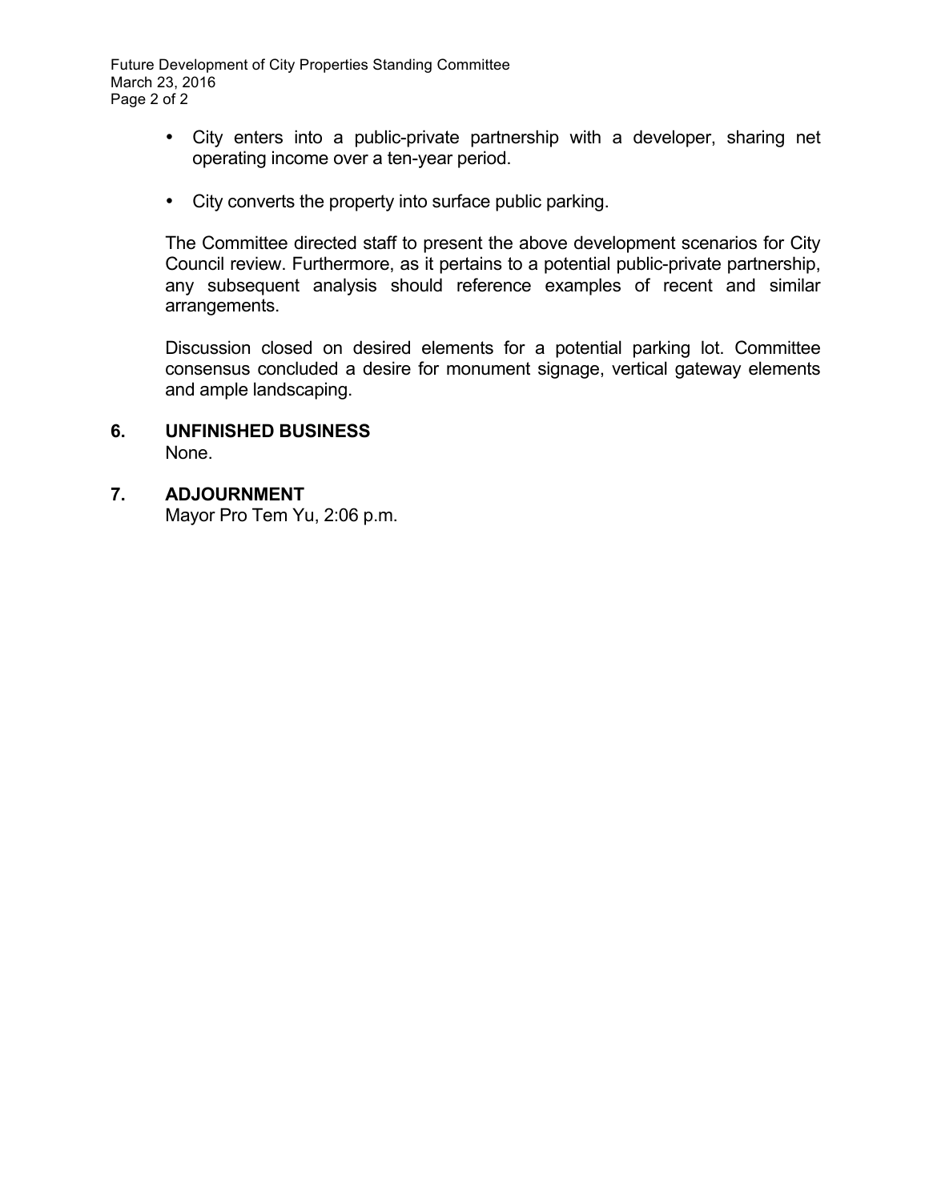- City enters into a public-private partnership with a developer, sharing net operating income over a ten-year period.

- City converts the property into surface public parking.

The Committee directed staff to present the above development scenarios for City Council review. Furthermore, as it pertains to a potential public-private partnership, any subsequent analysis should reference examples of recent and similar arrangements.

Discussion closed on desired elements for a potential parking lot. Committee consensus concluded a desire for monument signage, vertical gateway elements and ample landscaping.

**6. UNFINISHED BUSINESS**

None.

**7. ADJOURNMENT**

Mayor Pro Tem Yu, 2:06 p.m.